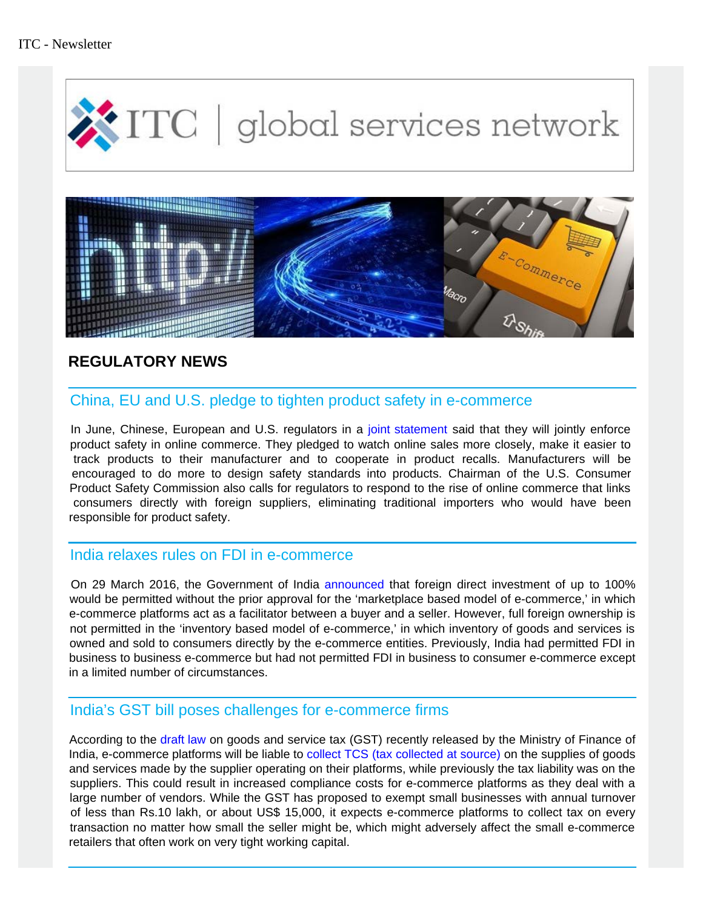ITC - Newsletter

ITC | global services network

## REGULATORY NEWS

### China, EU and U.S. pledge to tighten product safety in e-commerce

In June, Chinese, European and U.S. regulators in a joint statement said that they will jointly enforce product safety in online commerce. They pledged to watch online sales more closely, make it easier to track products to their manufacturer and to cooperate in product recalls. Manufacturers will be encouraged to do more to design safety standards into products. Chairman of the U.S. Consumer Product Safety Commission also calls for regulators to respond to the rise of online commerce that links consumers directly with foreign suppliers, eliminating traditional importers who would have been responsible for product safety.

### India relaxes rules on FDI in e-commerce

On 29 March 2016, the Government of India announced that foreign direct investment of up to 100% would be permitted without the prior approval for the 'marketplace based model of e-commerce,' in which e-commerce platforms act as a facilitator between a buyer and a seller. However, full foreign ownership is not permitted in the 'inventory based model of e-commerce,' in which inventory of goods and services is owned and sold to consumers directly by the e-commerce entities. Previously, India had permitted FDI in business to business e-commerce but had not permitted FDI in business to consumer e-commerce except in a limited number of circumstances.

### India's GST bill poses challenges for e-commerce firms

According to the draft law on goods and service tax (GST) recently released by the Ministry of Finance of India, e-commerce platforms will be liable to collect TCS (tax collected at source) on the supplies of goods and services made by the supplier operating on their platforms, while previously the tax liability was on the suppliers. This could result in increased compliance costs for e-commerce platforms as they deal with a large number of vendors. While the GST has proposed to exempt small businesses with annual turnover of less than Rs.10 lakh, or about US$ 15,000, it expects e-commerce platforms to collect tax on every transaction no matter how small the seller might be, which might adversely affect the small e-commerce retailers that often work on very tight working capital.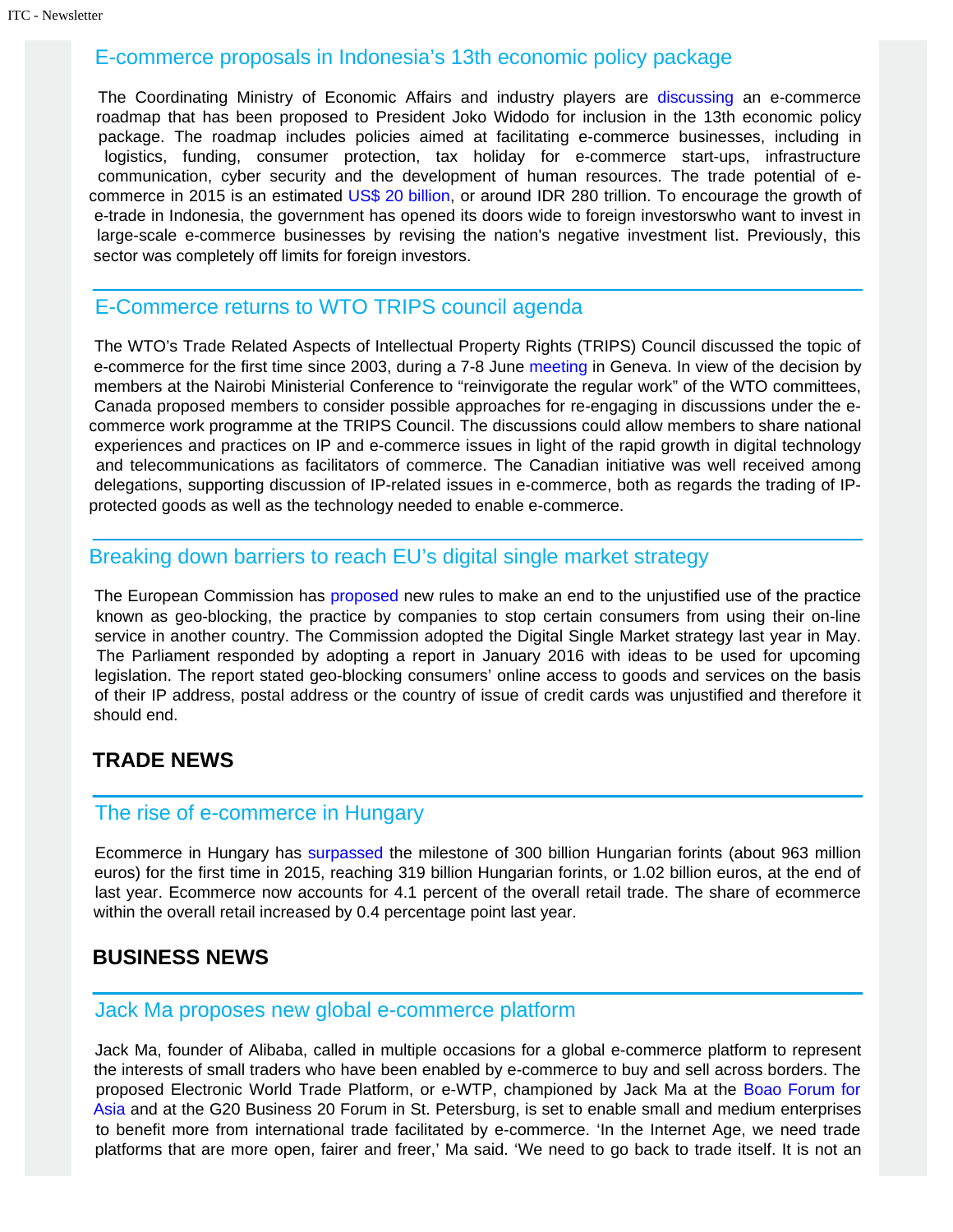## E-commerce proposals in Indonesia's 13th economic policy package

The Coordinating Ministry of Economic Affairs and industry players are discussing an e-commerce roadmap that has been proposed to President Joko Widodo for inclusion in the 13th economic policy package. The roadmap includes policies aimed at facilitating e-commerce businesses, including in logistics, funding, consumer protection, tax holiday for e-commerce start-ups, infrastructure communication, cyber security and the development of human resources. The trade potential of e-commerce in 2015 is an estimated US$ 20 billion, or around IDR 280 trillion. To encourage the growth of e-trade in Indonesia, the government has opened its doors wide to foreign investorswho want to invest in large-scale e-commerce businesses by revising the nation's negative investment list. Previously, this sector was completely off limits for foreign investors.

## E-Commerce returns to WTO TRIPS council agenda

The WTO's Trade Related Aspects of Intellectual Property Rights (TRIPS) Council discussed the topic of e-commerce for the first time since 2003, during a 7-8 June meeting in Geneva. In view of the decision by members at the Nairobi Ministerial Conference to "reinvigorate the regular work" of the WTO committees, Canada proposed members to consider possible approaches for re-engaging in discussions under the e-commerce work programme at the TRIPS Council. The discussions could allow members to share national experiences and practices on IP and e-commerce issues in light of the rapid growth in digital technology and telecommunications as facilitators of commerce. The Canadian initiative was well received among delegations, supporting discussion of IP-related issues in e-commerce, both as regards the trading of IP-protected goods as well as the technology needed to enable e-commerce.

## Breaking down barriers to reach EU's digital single market strategy

The European Commission has proposed new rules to make an end to the unjustified use of the practice known as geo-blocking, the practice by companies to stop certain consumers from using their on-line service in another country. The Commission adopted the Digital Single Market strategy last year in May. The Parliament responded by adopting a report in January 2016 with ideas to be used for upcoming legislation. The report stated geo-blocking consumers' online access to goods and services on the basis of their IP address, postal address or the country of issue of credit cards was unjustified and therefore it should end.

# TRADE NEWS

## The rise of e-commerce in Hungary

Ecommerce in Hungary has surpassed the milestone of 300 billion Hungarian forints (about 963 million euros) for the first time in 2015, reaching 319 billion Hungarian forints, or 1.02 billion euros, at the end of last year. Ecommerce now accounts for 4.1 percent of the overall retail trade. The share of ecommerce within the overall retail increased by 0.4 percentage point last year.

# BUSINESS NEWS

## Jack Ma proposes new global e-commerce platform

Jack Ma, founder of Alibaba, called in multiple occasions for a global e-commerce platform to represent the interests of small traders who have been enabled by e-commerce to buy and sell across borders. The proposed Electronic World Trade Platform, or e-WTP, championed by Jack Ma at the Boao Forum for Asia and at the G20 Business 20 Forum in St. Petersburg, is set to enable small and medium enterprises to benefit more from international trade facilitated by e-commerce. 'In the Internet Age, we need trade platforms that are more open, fairer and freer,' Ma said. 'We need to go back to trade itself. It is not an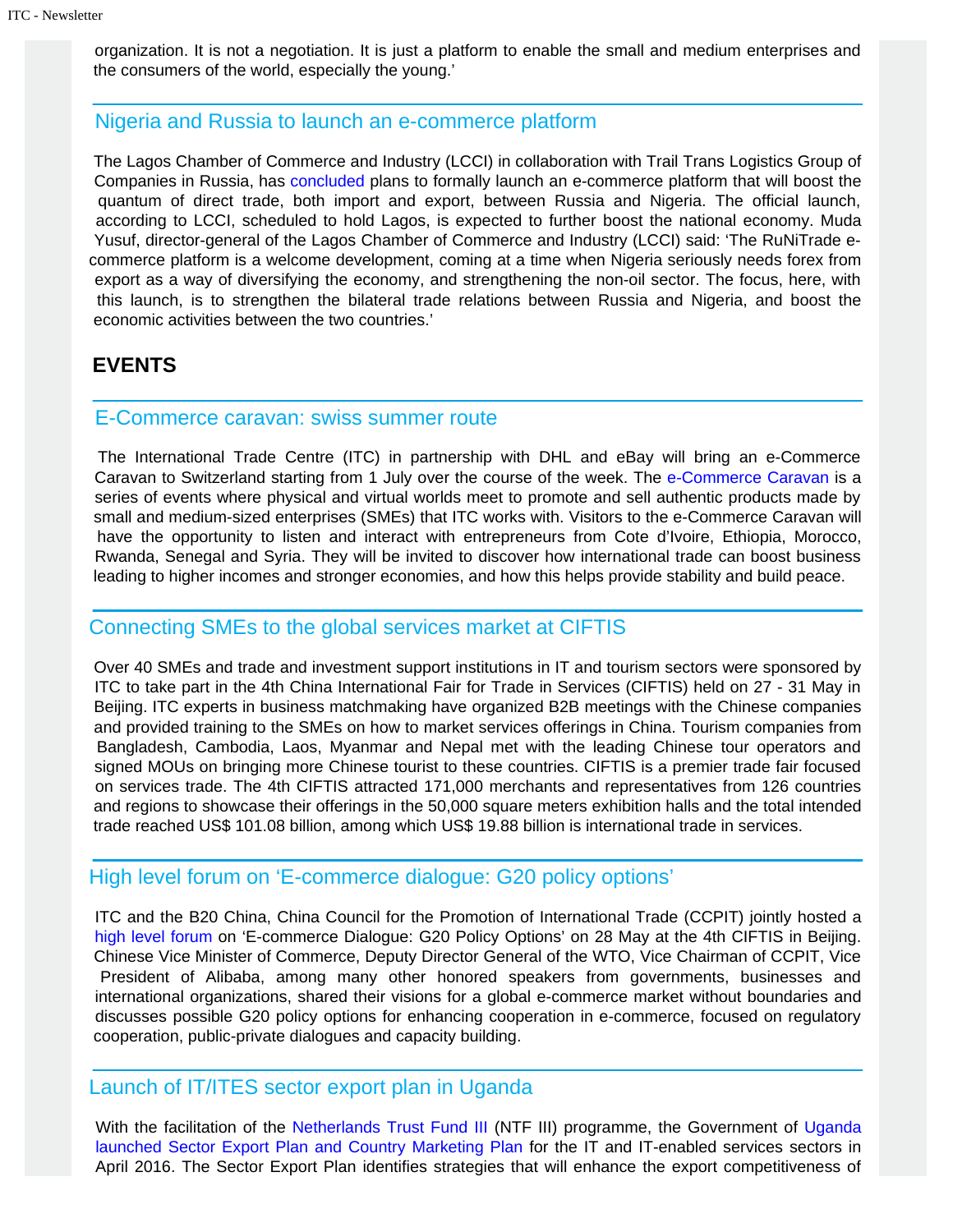organization. It is not a negotiation. It is just a platform to enable the small and medium enterprises and the consumers of the world, especially the young.'

## Nigeria and Russia to launch an e-commerce platform

The Lagos Chamber of Commerce and Industry (LCCI) in collaboration with Trail Trans Logistics Group of Companies in Russia, has concluded plans to formally launch an e-commerce platform that will boost the quantum of direct trade, both import and export, between Russia and Nigeria. The official launch, according to LCCI, scheduled to hold Lagos, is expected to further boost the national economy. Muda Yusuf, director-general of the Lagos Chamber of Commerce and Industry (LCCI) said: 'The RuNiTrade e-commerce platform is a welcome development, coming at a time when Nigeria seriously needs forex from export as a way of diversifying the economy, and strengthening the non-oil sector. The focus, here, with this launch, is to strengthen the bilateral trade relations between Russia and Nigeria, and boost the economic activities between the two countries.'

# EVENTS

## E-Commerce caravan: swiss summer route

The International Trade Centre (ITC) in partnership with DHL and eBay will bring an e-Commerce Caravan to Switzerland starting from 1 July over the course of the week. The e-Commerce Caravan is a series of events where physical and virtual worlds meet to promote and sell authentic products made by small and medium-sized enterprises (SMEs) that ITC works with. Visitors to the e-Commerce Caravan will have the opportunity to listen and interact with entrepreneurs from Cote d'Ivoire, Ethiopia, Morocco, Rwanda, Senegal and Syria. They will be invited to discover how international trade can boost business leading to higher incomes and stronger economies, and how this helps provide stability and build peace.

## Connecting SMEs to the global services market at CIFTIS

Over 40 SMEs and trade and investment support institutions in IT and tourism sectors were sponsored by ITC to take part in the 4th China International Fair for Trade in Services (CIFTIS) held on 27 - 31 May in Beijing. ITC experts in business matchmaking have organized B2B meetings with the Chinese companies and provided training to the SMEs on how to market services offerings in China. Tourism companies from Bangladesh, Cambodia, Laos, Myanmar and Nepal met with the leading Chinese tour operators and signed MOUs on bringing more Chinese tourist to these countries. CIFTIS is a premier trade fair focused on services trade. The 4th CIFTIS attracted 171,000 merchants and representatives from 126 countries and regions to showcase their offerings in the 50,000 square meters exhibition halls and the total intended trade reached US$ 101.08 billion, among which US$ 19.88 billion is international trade in services.

## High level forum on 'E-commerce dialogue: G20 policy options'

ITC and the B20 China, China Council for the Promotion of International Trade (CCPIT) jointly hosted a high level forum on 'E-commerce Dialogue: G20 Policy Options' on 28 May at the 4th CIFTIS in Beijing. Chinese Vice Minister of Commerce, Deputy Director General of the WTO, Vice Chairman of CCPIT, Vice President of Alibaba, among many other honored speakers from governments, businesses and international organizations, shared their visions for a global e-commerce market without boundaries and discusses possible G20 policy options for enhancing cooperation in e-commerce, focused on regulatory cooperation, public-private dialogues and capacity building.

## Launch of IT/ITES sector export plan in Uganda

With the facilitation of the Netherlands Trust Fund III (NTF III) programme, the Government of Uganda launched Sector Export Plan and Country Marketing Plan for the IT and IT-enabled services sectors in April 2016. The Sector Export Plan identifies strategies that will enhance the export competitiveness of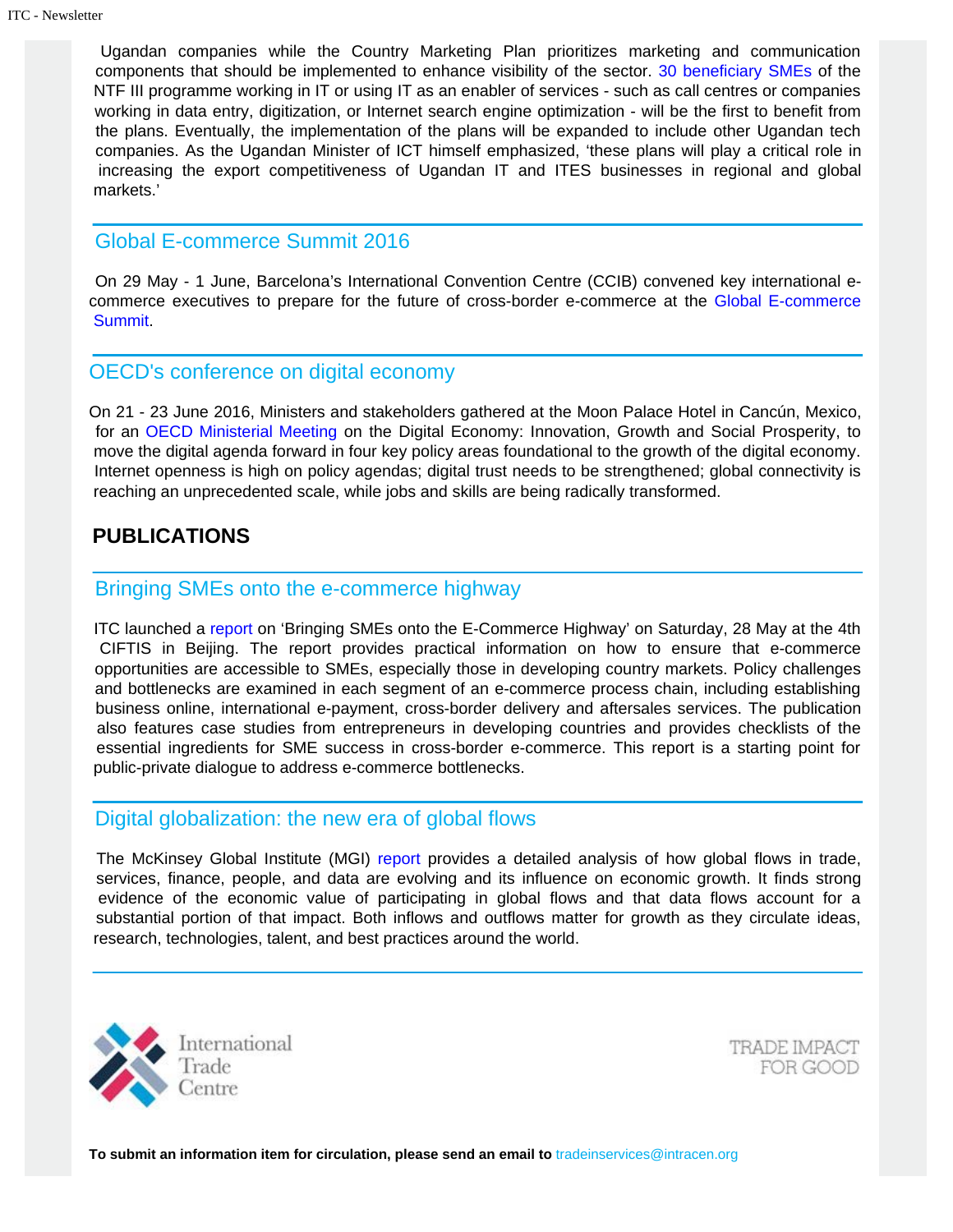Ugandan companies while the Country Marketing Plan prioritizes marketing and communication components that should be implemented to enhance visibility of the sector. 30 beneficiary SMEs of the NTF III programme working in IT or using IT as an enabler of services - such as call centres or companies working in data entry, digitization, or Internet search engine optimization - will be the first to benefit from the plans. Eventually, the implementation of the plans will be expanded to include other Ugandan tech companies. As the Ugandan Minister of ICT himself emphasized, 'these plans will play a critical role in increasing the export competitiveness of Ugandan IT and ITES businesses in regional and global markets.'

## Global E-commerce Summit 2016

On 29 May - 1 June, Barcelona's International Convention Centre (CCIB) convened key international e-commerce executives to prepare for the future of cross-border e-commerce at the Global E-commerce Summit.

## OECD's conference on digital economy

On 21 - 23 June 2016, Ministers and stakeholders gathered at the Moon Palace Hotel in Cancún, Mexico, for an OECD Ministerial Meeting on the Digital Economy: Innovation, Growth and Social Prosperity, to move the digital agenda forward in four key policy areas foundational to the growth of the digital economy. Internet openness is high on policy agendas; digital trust needs to be strengthened; global connectivity is reaching an unprecedented scale, while jobs and skills are being radically transformed.

# PUBLICATIONS

## Bringing SMEs onto the e-commerce highway

ITC launched a report on 'Bringing SMEs onto the E-Commerce Highway' on Saturday, 28 May at the 4th CIFTIS in Beijing. The report provides practical information on how to ensure that e-commerce opportunities are accessible to SMEs, especially those in developing country markets. Policy challenges and bottlenecks are examined in each segment of an e-commerce process chain, including establishing business online, international e-payment, cross-border delivery and aftersales services. The publication also features case studies from entrepreneurs in developing countries and provides checklists of the essential ingredients for SME success in cross-border e-commerce. This report is a starting point for public-private dialogue to address e-commerce bottlenecks.

## Digital globalization: the new era of global flows

The McKinsey Global Institute (MGI) report provides a detailed analysis of how global flows in trade, services, finance, people, and data are evolving and its influence on economic growth. It finds strong evidence of the economic value of participating in global flows and that data flows account for a substantial portion of that impact. Both inflows and outflows matter for growth as they circulate ideas, research, technologies, talent, and best practices around the world.

International Trade Centre

TRADE IMPACT FOR GOOD

**To submit an information item for circulation, please send an email to** tradeinservices@intracen.org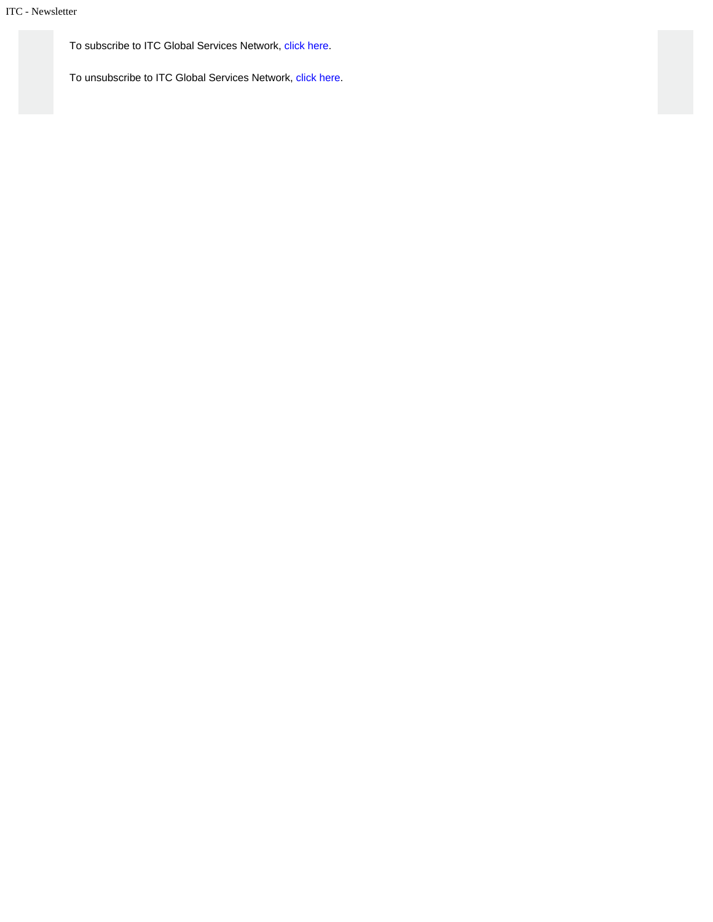To subscribe to ITC Global Services Network, click here.

To unsubscribe to ITC Global Services Network, click here.